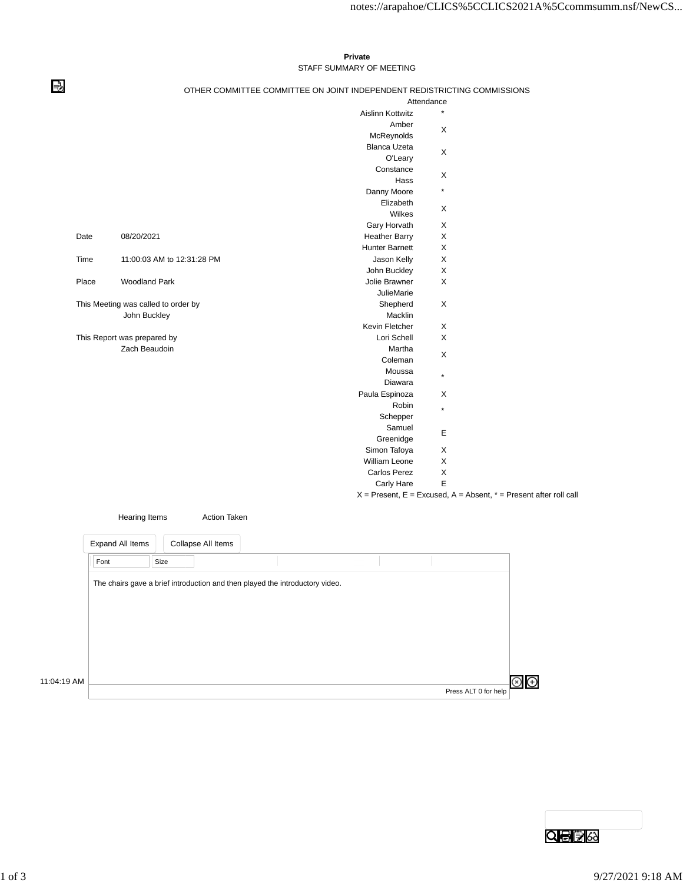**Private**

STAFF SUMMARY OF MEETING

OTHER COMMITTEE COMMITTEE ON JOINT INDEPENDENT REDISTRICTING COMMISSIONS

| | |
|---|---|
| Date | 08/20/2021 |
| Time | 11:00:03 AM to 12:31:28 PM |
| Place | Woodland Park |

This Meeting was called to order by
John Buckley

This Report was prepared by
Zach Beaudoin

| Attendance | |
|---|---|
| Aislinn Kottwitz | * |
| Amber McReynolds | X |
| Blanca Uzeta O'Leary | X |
| Constance Hass | X |
| Danny Moore | * |
| Elizabeth Wilkes | X |
| Gary Horvath | X |
| Heather Barry | X |
| Hunter Barnett | X |
| Jason Kelly | X |
| John Buckley | X |
| Jolie Brawner | X |
| JulieMarie Shepherd Macklin | X |
| Kevin Fletcher | X |
| Lori Schell | X |
| Martha Coleman | X |
| Moussa Diawara | * |
| Paula Espinoza | X |
| Robin Schepper | * |
| Samuel Greenidge | E |
| Simon Tafoya | X |
| William Leone | X |
| Carlos Perez | X |
| Carly Hare | E |

X = Present, E = Excused, A = Absent, * = Present after roll call

| Hearing Items | Action Taken |
|---|---|

11:04:19 AM

The chairs gave a brief introduction and then played the introductory video.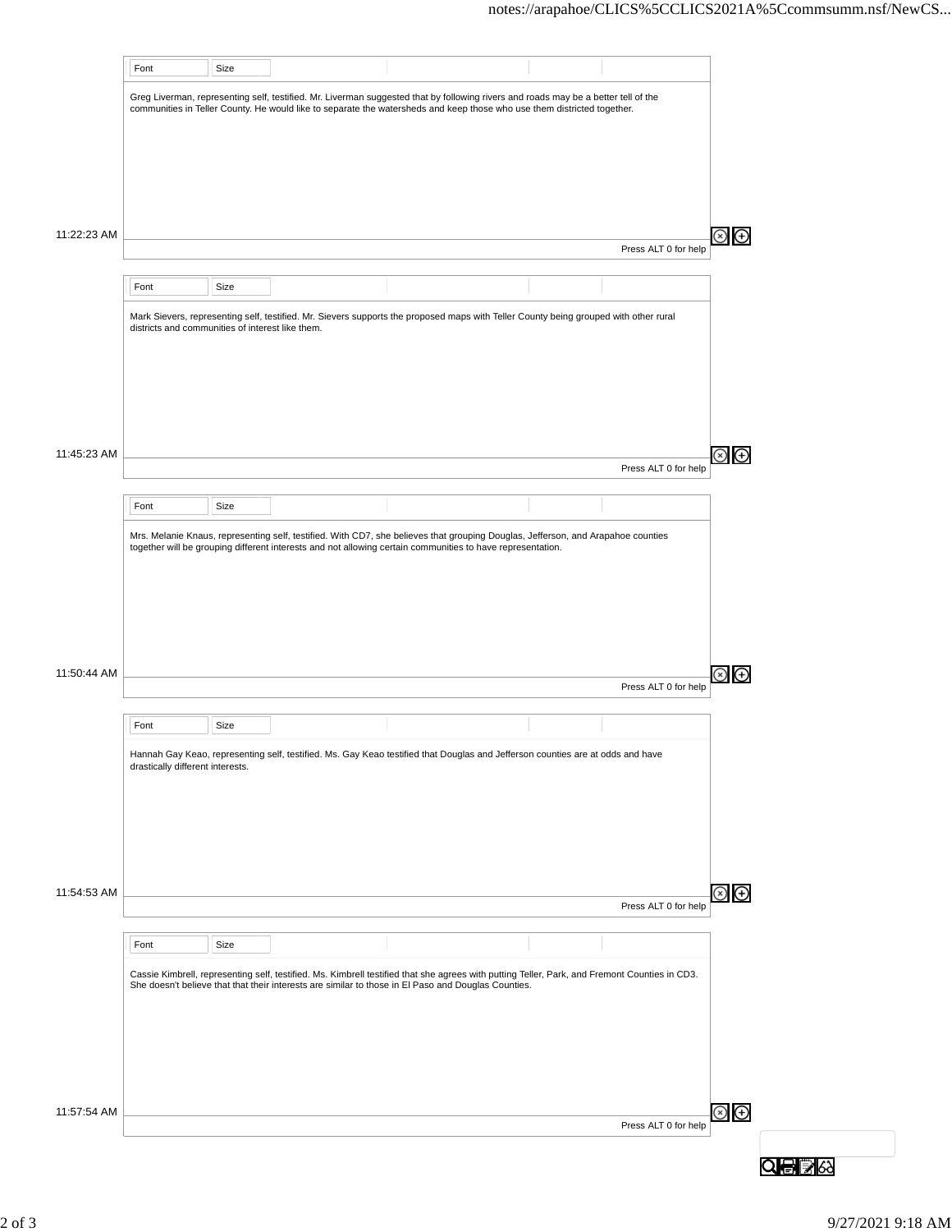11:22:23 AM

Greg Liverman, representing self, testified. Mr. Liverman suggested that by following rivers and roads may be a better tell of the communities in Teller County. He would like to separate the watersheds and keep those who use them districted together.

11:45:23 AM

Mark Sievers, representing self, testified. Mr. Sievers supports the proposed maps with Teller County being grouped with other rural districts and communities of interest like them.

11:50:44 AM

Mrs. Melanie Knaus, representing self, testified. With CD7, she believes that grouping Douglas, Jefferson, and Arapahoe counties together will be grouping different interests and not allowing certain communities to have representation.

11:54:53 AM

Hannah Gay Keao, representing self, testified. Ms. Gay Keao testified that Douglas and Jefferson counties are at odds and have drastically different interests.

11:57:54 AM

Cassie Kimbrell, representing self, testified. Ms. Kimbrell testified that she agrees with putting Teller, Park, and Fremont Counties in CD3. She doesn't believe that that their interests are similar to those in El Paso and Douglas Counties.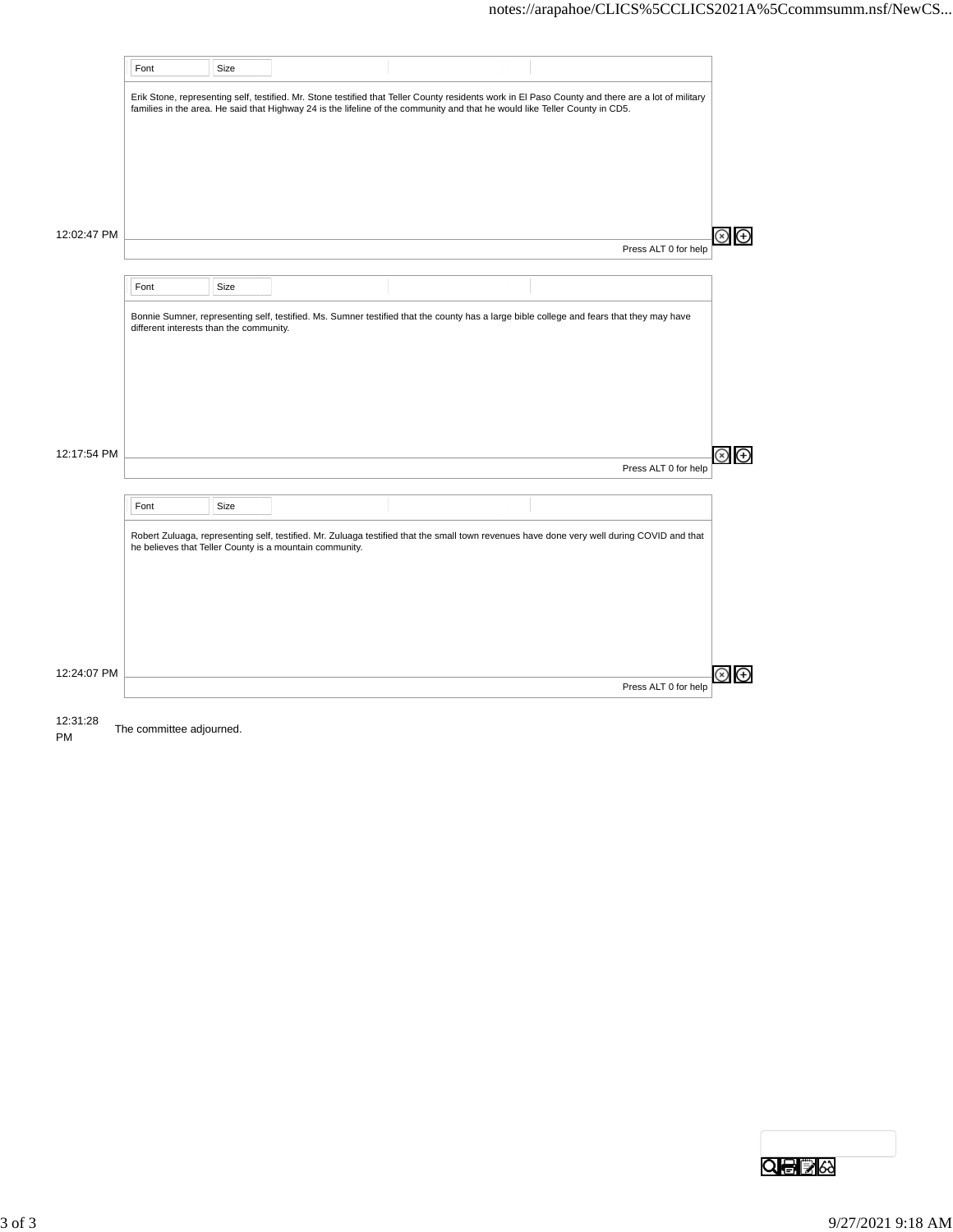Erik Stone, representing self, testified. Mr. Stone testified that Teller County residents work in El Paso County and there are a lot of military families in the area. He said that Highway 24 is the lifeline of the community and that he would like Teller County in CD5.

12:02:47 PM

Bonnie Sumner, representing self, testified. Ms. Sumner testified that the county has a large bible college and fears that they may have different interests than the community.

12:17:54 PM

Robert Zuluaga, representing self, testified. Mr. Zuluaga testified that the small town revenues have done very well during COVID and that he believes that Teller County is a mountain community.

12:24:07 PM

12:31:28 PM The committee adjourned.